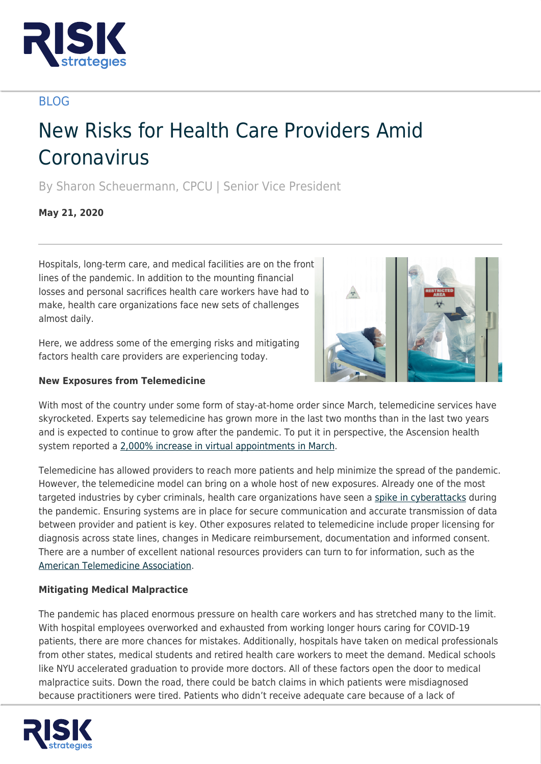BLOG

# New Risks for Health Care Providers Amid Coronavirus

By Sharon Scheuermann, CPCU | Senior Vice President

**May 21, 2020**

Hospitals, long-term care, and medical facilities are on the front lines of the pandemic. In addition to the mounting financial losses and personal sacrifices health care workers have had to make, health care organizations face new sets of challenges almost daily.

Here, we address some of the emerging risks and mitigating factors health care providers are experiencing today.

**New Exposures from Telemedicine**

With most of the country under some form of stay-at-home order since March, telemedicine services have skyrocketed. Experts say telemedicine has grown more in the last two months than in the last two years and is expected to continue to grow after the pandemic. To put it in perspective, the Ascension health system reported a 2,000% increase in virtual appointments in March.

Telemedicine has allowed providers to reach more patients and help minimize the spread of the pandemic. However, the telemedicine model can bring on a whole host of new exposures. Already one of the most targeted industries by cyber criminals, health care organizations have seen a spike in cyberattacks during the pandemic. Ensuring systems are in place for secure communication and accurate transmission of data between provider and patient is key. Other exposures related to telemedicine include proper licensing for diagnosis across state lines, changes in Medicare reimbursement, documentation and informed consent. There are a number of excellent national resources providers can turn to for information, such as the American Telemedicine Association.

**Mitigating Medical Malpractice**

The pandemic has placed enormous pressure on health care workers and has stretched many to the limit. With hospital employees overworked and exhausted from working longer hours caring for COVID-19 patients, there are more chances for mistakes. Additionally, hospitals have taken on medical professionals from other states, medical students and retired health care workers to meet the demand. Medical schools like NYU accelerated graduation to provide more doctors. All of these factors open the door to medical malpractice suits. Down the road, there could be batch claims in which patients were misdiagnosed because practitioners were tired. Patients who didn't receive adequate care because of a lack of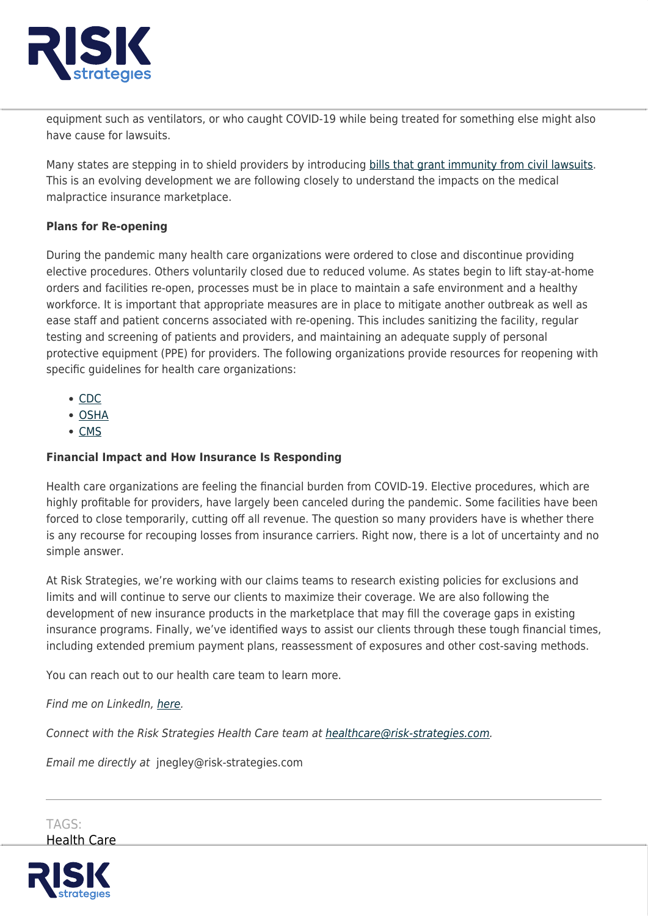equipment such as ventilators, or who caught COVID-19 while being treated for something else might also have cause for lawsuits.

Many states are stepping in to shield providers by introducing [bills that grant immunity from civil lawsuits](). This is an evolving development we are following closely to understand the impacts on the medical malpractice insurance marketplace.

**Plans for Re-opening**

During the pandemic many health care organizations were ordered to close and discontinue providing elective procedures. Others voluntarily closed due to reduced volume. As states begin to lift stay-at-home orders and facilities re-open, processes must be in place to maintain a safe environment and a healthy workforce. It is important that appropriate measures are in place to mitigate another outbreak as well as ease staff and patient concerns associated with re-opening. This includes sanitizing the facility, regular testing and screening of patients and providers, and maintaining an adequate supply of personal protective equipment (PPE) for providers. The following organizations provide resources for reopening with specific guidelines for health care organizations:

- CDC
- OSHA
- CMS

**Financial Impact and How Insurance Is Responding**

Health care organizations are feeling the financial burden from COVID-19. Elective procedures, which are highly profitable for providers, have largely been canceled during the pandemic. Some facilities have been forced to close temporarily, cutting off all revenue. The question so many providers have is whether there is any recourse for recouping losses from insurance carriers. Right now, there is a lot of uncertainty and no simple answer.

At Risk Strategies, we're working with our claims teams to research existing policies for exclusions and limits and will continue to serve our clients to maximize their coverage. We are also following the development of new insurance products in the marketplace that may fill the coverage gaps in existing insurance programs. Finally, we've identified ways to assist our clients through these tough financial times, including extended premium payment plans, reassessment of exposures and other cost-saving methods.

You can reach out to our health care team to learn more.

*Find me on LinkedIn, here.*

*Connect with the Risk Strategies Health Care team at healthcare@risk-strategies.com.*

*Email me directly at* jnegley@risk-strategies.com

---

TAGS:
Health Care